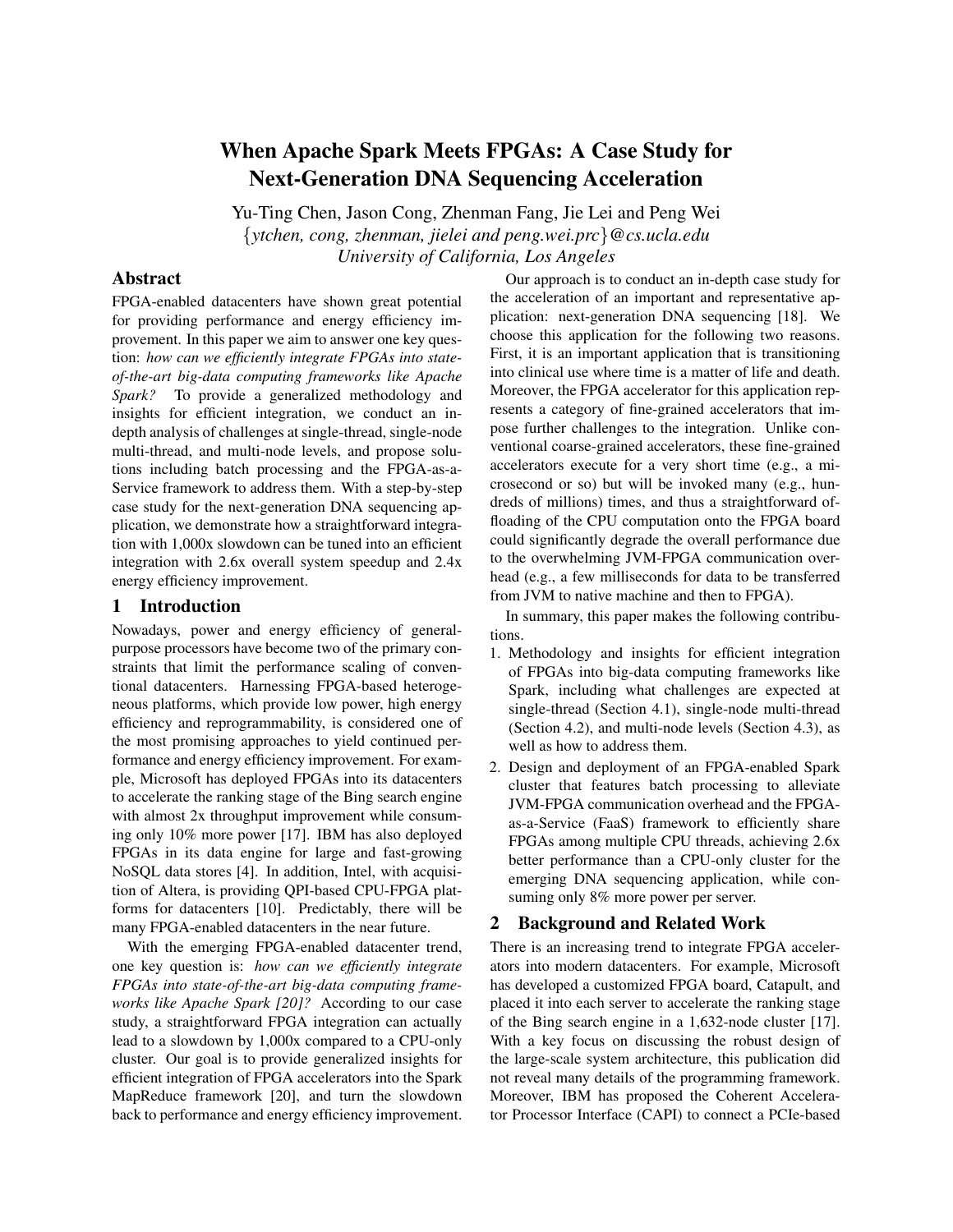# When Apache Spark Meets FPGAs: A Case Study for Next-Generation DNA Sequencing Acceleration

Yu-Ting Chen, Jason Cong, Zhenman Fang, Jie Lei and Peng Wei

{*ytchen, cong, zhenman, jielei and peng.wei.prc*}*@cs.ucla.edu*

*University of California, Los Angeles*

## Abstract

FPGA-enabled datacenters have shown great potential for providing performance and energy efficiency improvement. In this paper we aim to answer one key question: *how can we efficiently integrate FPGAs into state-of-the-art big-data computing frameworks like Apache Spark?* To provide a generalized methodology and insights for efficient integration, we conduct an in-depth analysis of challenges at single-thread, single-node multi-thread, and multi-node levels, and propose solutions including batch processing and the FPGA-as-a-Service framework to address them. With a step-by-step case study for the next-generation DNA sequencing application, we demonstrate how a straightforward integration with 1,000x slowdown can be tuned into an efficient integration with 2.6x overall system speedup and 2.4x energy efficiency improvement.

## 1 Introduction

Nowadays, power and energy efficiency of general-purpose processors have become two of the primary constraints that limit the performance scaling of conventional datacenters. Harnessing FPGA-based heterogeneous platforms, which provide low power, high energy efficiency and reprogrammability, is considered one of the most promising approaches to yield continued performance and energy efficiency improvement. For example, Microsoft has deployed FPGAs into its datacenters to accelerate the ranking stage of the Bing search engine with almost 2x throughput improvement while consuming only 10% more power [17]. IBM has also deployed FPGAs in its data engine for large and fast-growing NoSQL data stores [4]. In addition, Intel, with acquisition of Altera, is providing QPI-based CPU-FPGA platforms for datacenters [10]. Predictably, there will be many FPGA-enabled datacenters in the near future.

With the emerging FPGA-enabled datacenter trend, one key question is: *how can we efficiently integrate FPGAs into state-of-the-art big-data computing frameworks like Apache Spark [20]?* According to our case study, a straightforward FPGA integration can actually lead to a slowdown by 1,000x compared to a CPU-only cluster. Our goal is to provide generalized insights for efficient integration of FPGA accelerators into the Spark MapReduce framework [20], and turn the slowdown back to performance and energy efficiency improvement.

Our approach is to conduct an in-depth case study for the acceleration of an important and representative application: next-generation DNA sequencing [18]. We choose this application for the following two reasons. First, it is an important application that is transitioning into clinical use where time is a matter of life and death. Moreover, the FPGA accelerator for this application represents a category of fine-grained accelerators that impose further challenges to the integration. Unlike conventional coarse-grained accelerators, these fine-grained accelerators execute for a very short time (e.g., a microsecond or so) but will be invoked many (e.g., hundreds of millions) times, and thus a straightforward offloading of the CPU computation onto the FPGA board could significantly degrade the overall performance due to the overwhelming JVM-FPGA communication overhead (e.g., a few milliseconds for data to be transferred from JVM to native machine and then to FPGA).

In summary, this paper makes the following contributions.

1. Methodology and insights for efficient integration of FPGAs into big-data computing frameworks like Spark, including what challenges are expected at single-thread (Section 4.1), single-node multi-thread (Section 4.2), and multi-node levels (Section 4.3), as well as how to address them.
2. Design and deployment of an FPGA-enabled Spark cluster that features batch processing to alleviate JVM-FPGA communication overhead and the FPGA-as-a-Service (FaaS) framework to efficiently share FPGAs among multiple CPU threads, achieving 2.6x better performance than a CPU-only cluster for the emerging DNA sequencing application, while consuming only 8% more power per server.

## 2 Background and Related Work

There is an increasing trend to integrate FPGA accelerators into modern datacenters. For example, Microsoft has developed a customized FPGA board, Catapult, and placed it into each server to accelerate the ranking stage of the Bing search engine in a 1,632-node cluster [17]. With a key focus on discussing the robust design of the large-scale system architecture, this publication did not reveal many details of the programming framework. Moreover, IBM has proposed the Coherent Accelerator Processor Interface (CAPI) to connect a PCIe-based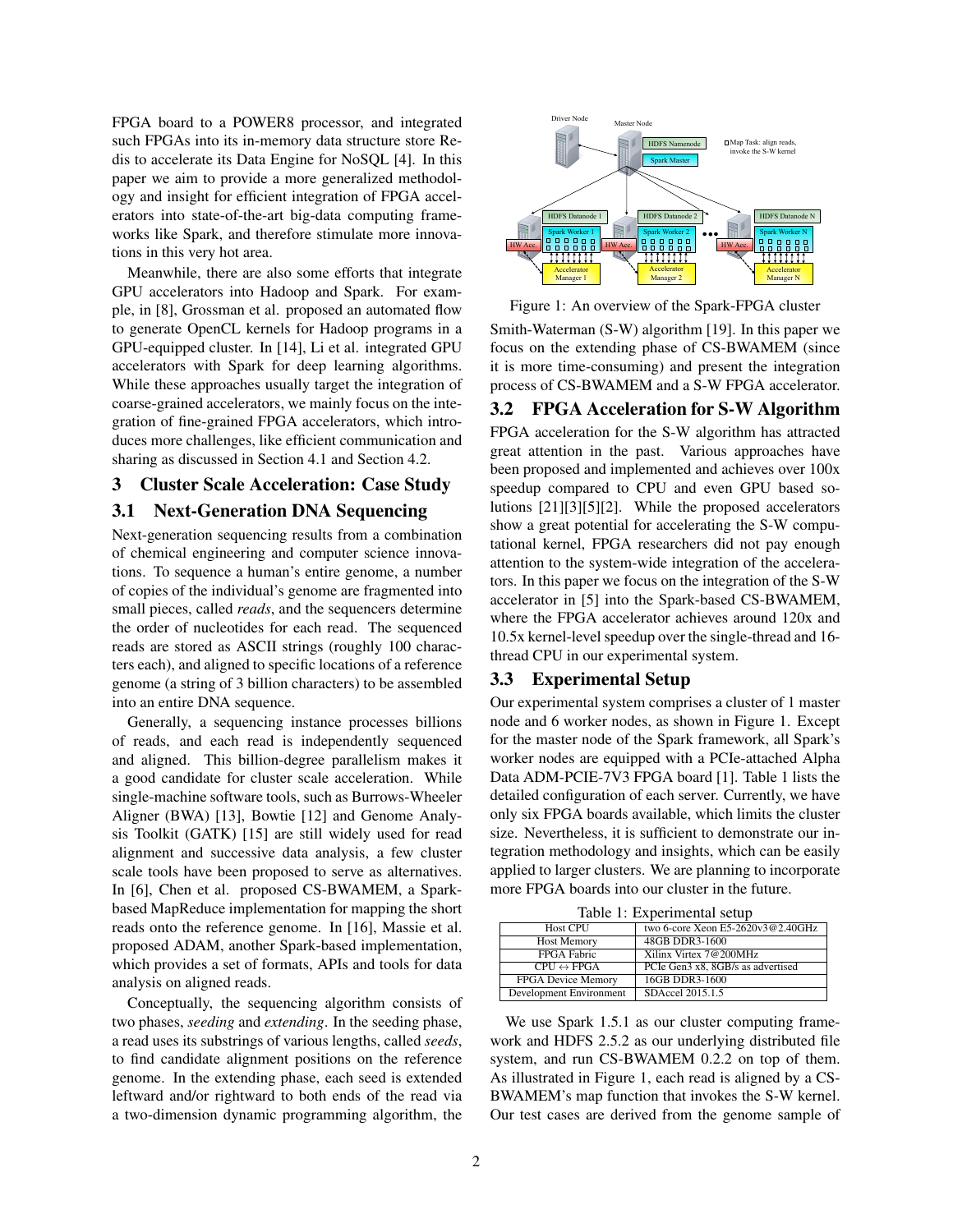FPGA board to a POWER8 processor, and integrated such FPGAs into its in-memory data structure store Redis to accelerate its Data Engine for NoSQL [4]. In this paper we aim to provide a more generalized methodology and insight for efficient integration of FPGA accelerators into state-of-the-art big-data computing frameworks like Spark, and therefore stimulate more innovations in this very hot area.

Meanwhile, there are also some efforts that integrate GPU accelerators into Hadoop and Spark. For example, in [8], Grossman et al. proposed an automated flow to generate OpenCL kernels for Hadoop programs in a GPU-equipped cluster. In [14], Li et al. integrated GPU accelerators with Spark for deep learning algorithms. While these approaches usually target the integration of coarse-grained accelerators, we mainly focus on the integration of fine-grained FPGA accelerators, which introduces more challenges, like efficient communication and sharing as discussed in Section 4.1 and Section 4.2.

## 3 Cluster Scale Acceleration: Case Study

### 3.1 Next-Generation DNA Sequencing

Next-generation sequencing results from a combination of chemical engineering and computer science innovations. To sequence a human's entire genome, a number of copies of the individual's genome are fragmented into small pieces, called *reads*, and the sequencers determine the order of nucleotides for each read. The sequenced reads are stored as ASCII strings (roughly 100 characters each), and aligned to specific locations of a reference genome (a string of 3 billion characters) to be assembled into an entire DNA sequence.

Generally, a sequencing instance processes billions of reads, and each read is independently sequenced and aligned. This billion-degree parallelism makes it a good candidate for cluster scale acceleration. While single-machine software tools, such as Burrows-Wheeler Aligner (BWA) [13], Bowtie [12] and Genome Analysis Toolkit (GATK) [15] are still widely used for read alignment and successive data analysis, a few cluster scale tools have been proposed to serve as alternatives. In [6], Chen et al. proposed CS-BWAMEM, a Spark-based MapReduce implementation for mapping the short reads onto the reference genome. In [16], Massie et al. proposed ADAM, another Spark-based implementation, which provides a set of formats, APIs and tools for data analysis on aligned reads.

Conceptually, the sequencing algorithm consists of two phases, *seeding* and *extending*. In the seeding phase, a read uses its substrings of various lengths, called *seeds*, to find candidate alignment positions on the reference genome. In the extending phase, each seed is extended leftward and/or rightward to both ends of the read via a two-dimension dynamic programming algorithm, the Smith-Waterman (S-W) algorithm [19]. In this paper we focus on the extending phase of CS-BWAMEM (since it is more time-consuming) and present the integration process of CS-BWAMEM and a S-W FPGA accelerator.

Figure 1: An overview of the Spark-FPGA cluster

### 3.2 FPGA Acceleration for S-W Algorithm

FPGA acceleration for the S-W algorithm has attracted great attention in the past. Various approaches have been proposed and implemented and achieves over 100x speedup compared to CPU and even GPU based solutions [21][3][5][2]. While the proposed accelerators show a great potential for accelerating the S-W computational kernel, FPGA researchers did not pay enough attention to the system-wide integration of the accelerators. In this paper we focus on the integration of the S-W accelerator in [5] into the Spark-based CS-BWAMEM, where the FPGA accelerator achieves around 120x and 10.5x kernel-level speedup over the single-thread and 16-thread CPU in our experimental system.

### 3.3 Experimental Setup

Our experimental system comprises a cluster of 1 master node and 6 worker nodes, as shown in Figure 1. Except for the master node of the Spark framework, all Spark's worker nodes are equipped with a PCIe-attached Alpha Data ADM-PCIE-7V3 FPGA board [1]. Table 1 lists the detailed configuration of each server. Currently, we have only six FPGA boards available, which limits the cluster size. Nevertheless, it is sufficient to demonstrate our integration methodology and insights, which can be easily applied to larger clusters. We are planning to incorporate more FPGA boards into our cluster in the future.

Table 1: Experimental setup

| | |
|---|---|
| Host CPU | two 6-core Xeon E5-2620v3@2.40GHz |
| Host Memory | 48GB DDR3-1600 |
| FPGA Fabric | Xilinx Virtex 7@200MHz |
| CPU ↔ FPGA | PCIe Gen3 x8, 8GB/s as advertised |
| FPGA Device Memory | 16GB DDR3-1600 |
| Development Environment | SDAccel 2015.1.5 |

We use Spark 1.5.1 as our cluster computing framework and HDFS 2.5.2 as our underlying distributed file system, and run CS-BWAMEM 0.2.2 on top of them. As illustrated in Figure 1, each read is aligned by a CS-BWAMEM's map function that invokes the S-W kernel. Our test cases are derived from the genome sample of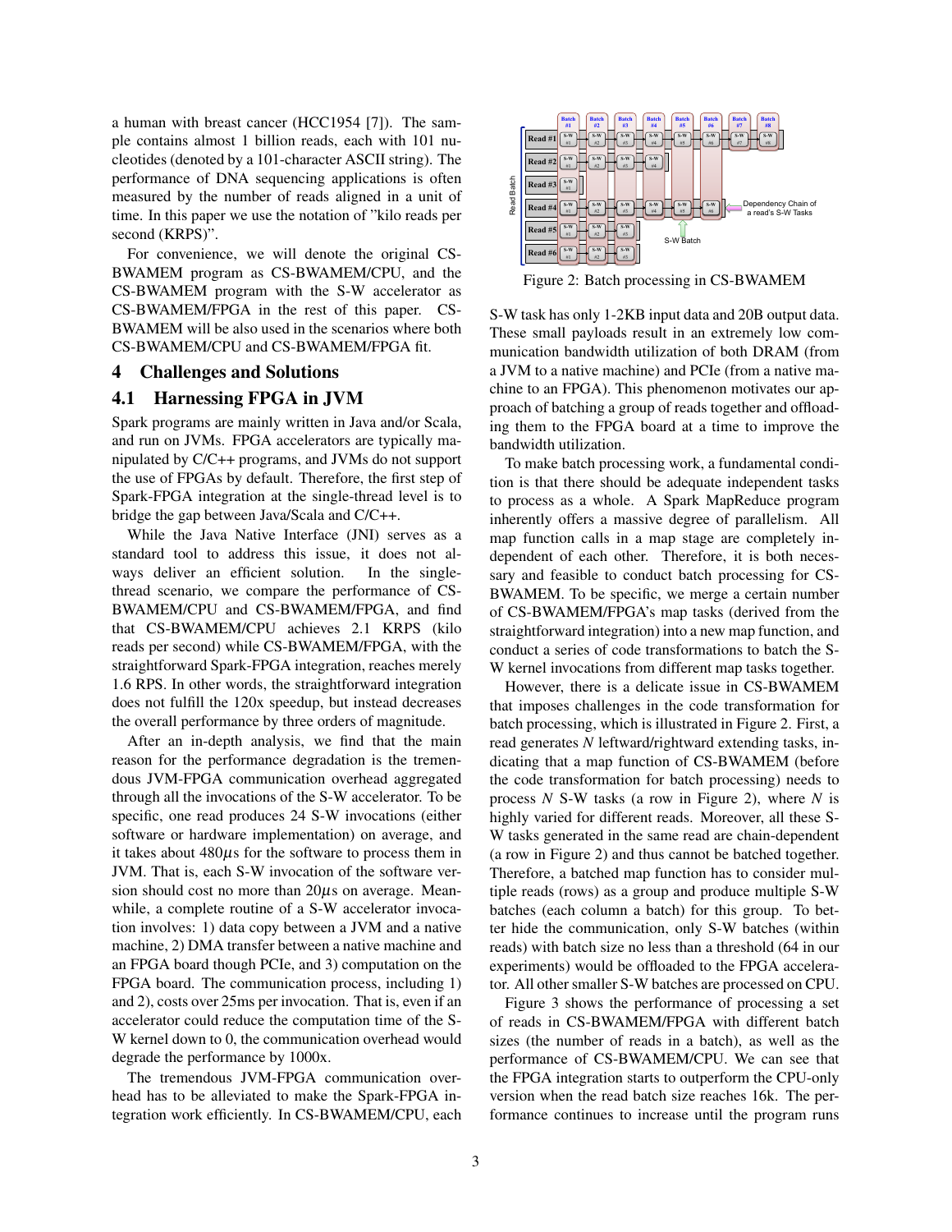a human with breast cancer (HCC1954 [7]). The sample contains almost 1 billion reads, each with 101 nucleotides (denoted by a 101-character ASCII string). The performance of DNA sequencing applications is often measured by the number of reads aligned in a unit of time. In this paper we use the notation of "kilo reads per second (KRPS)".

For convenience, we will denote the original CS-BWAMEM program as CS-BWAMEM/CPU, and the CS-BWAMEM program with the S-W accelerator as CS-BWAMEM/FPGA in the rest of this paper. CS-BWAMEM will be also used in the scenarios where both CS-BWAMEM/CPU and CS-BWAMEM/FPGA fit.

## 4 Challenges and Solutions

### 4.1 Harnessing FPGA in JVM

Spark programs are mainly written in Java and/or Scala, and run on JVMs. FPGA accelerators are typically manipulated by C/C++ programs, and JVMs do not support the use of FPGAs by default. Therefore, the first step of Spark-FPGA integration at the single-thread level is to bridge the gap between Java/Scala and C/C++.

While the Java Native Interface (JNI) serves as a standard tool to address this issue, it does not always deliver an efficient solution. In the single-thread scenario, we compare the performance of CS-BWAMEM/CPU and CS-BWAMEM/FPGA, and find that CS-BWAMEM/CPU achieves 2.1 KRPS (kilo reads per second) while CS-BWAMEM/FPGA, with the straightforward Spark-FPGA integration, reaches merely 1.6 RPS. In other words, the straightforward integration does not fulfill the 120x speedup, but instead decreases the overall performance by three orders of magnitude.

After an in-depth analysis, we find that the main reason for the performance degradation is the tremendous JVM-FPGA communication overhead aggregated through all the invocations of the S-W accelerator. To be specific, one read produces 24 S-W invocations (either software or hardware implementation) on average, and it takes about 480$\mu$s for the software to process them in JVM. That is, each S-W invocation of the software version should cost no more than 20$\mu$s on average. Meanwhile, a complete routine of a S-W accelerator invocation involves: 1) data copy between a JVM and a native machine, 2) DMA transfer between a native machine and an FPGA board though PCIe, and 3) computation on the FPGA board. The communication process, including 1) and 2), costs over 25ms per invocation. That is, even if an accelerator could reduce the computation time of the S-W kernel down to 0, the communication overhead would degrade the performance by 1000x.

The tremendous JVM-FPGA communication overhead has to be alleviated to make the Spark-FPGA integration work efficiently. In CS-BWAMEM/CPU, each S-W task has only 1-2KB input data and 20B output data. These small payloads result in an extremely low communication bandwidth utilization of both DRAM (from a JVM to a native machine) and PCIe (from a native machine to an FPGA). This phenomenon motivates our approach of batching a group of reads together and offloading them to the FPGA board at a time to improve the bandwidth utilization.

Figure 2: Batch processing in CS-BWAMEM

To make batch processing work, a fundamental condition is that there should be adequate independent tasks to process as a whole. A Spark MapReduce program inherently offers a massive degree of parallelism. All map function calls in a map stage are completely independent of each other. Therefore, it is both necessary and feasible to conduct batch processing for CS-BWAMEM. To be specific, we merge a certain number of CS-BWAMEM/FPGA's map tasks (derived from the straightforward integration) into a new map function, and conduct a series of code transformations to batch the S-W kernel invocations from different map tasks together.

However, there is a delicate issue in CS-BWAMEM that imposes challenges in the code transformation for batch processing, which is illustrated in Figure 2. First, a read generates $N$ leftward/rightward extending tasks, indicating that a map function of CS-BWAMEM (before the code transformation for batch processing) needs to process $N$ S-W tasks (a row in Figure 2), where $N$ is highly varied for different reads. Moreover, all these S-W tasks generated in the same read are chain-dependent (a row in Figure 2) and thus cannot be batched together. Therefore, a batched map function has to consider multiple reads (rows) as a group and produce multiple S-W batches (each column a batch) for this group. To better hide the communication, only S-W batches (within reads) with batch size no less than a threshold (64 in our experiments) would be offloaded to the FPGA accelerator. All other smaller S-W batches are processed on CPU.

Figure 3 shows the performance of processing a set of reads in CS-BWAMEM/FPGA with different batch sizes (the number of reads in a batch), as well as the performance of CS-BWAMEM/CPU. We can see that the FPGA integration starts to outperform the CPU-only version when the read batch size reaches 16k. The performance continues to increase until the program runs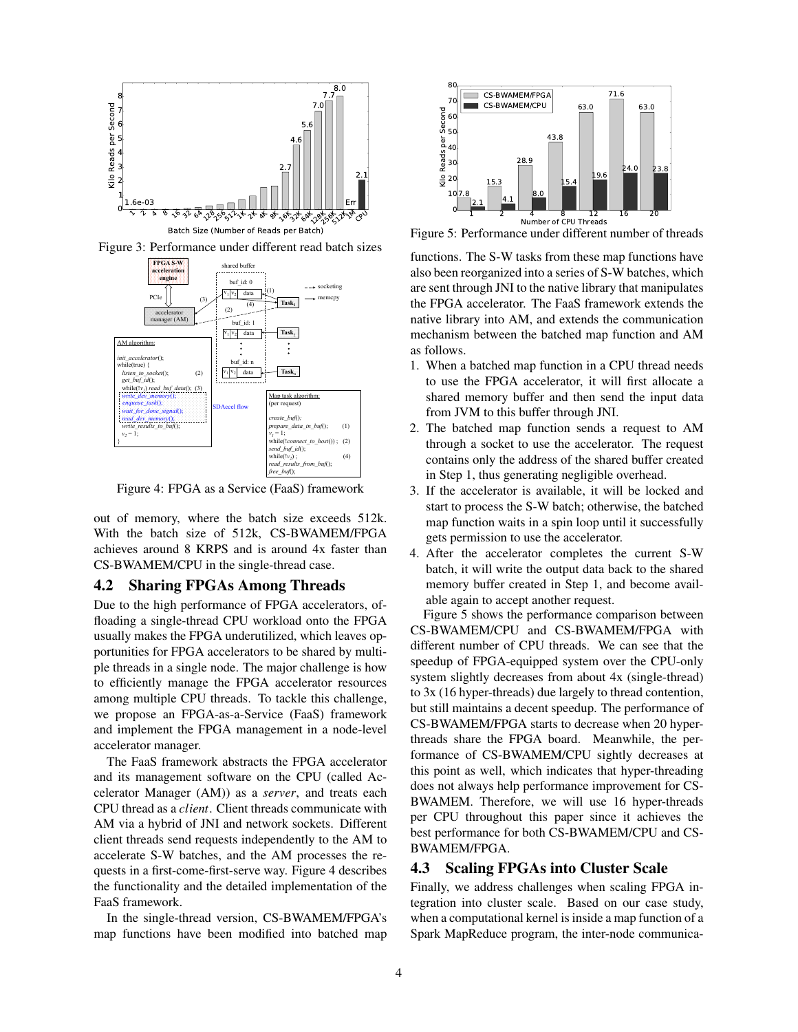Figure 3: Performance under different read batch sizes

Figure 4: FPGA as a Service (FaaS) framework

out of memory, where the batch size exceeds 512k. With the batch size of 512k, CS-BWAMEM/FPGA achieves around 8 KRPS and is around 4x faster than CS-BWAMEM/CPU in the single-thread case.

## 4.2 Sharing FPGAs Among Threads

Due to the high performance of FPGA accelerators, offloading a single-thread CPU workload onto the FPGA usually makes the FPGA underutilized, which leaves opportunities for FPGA accelerators to be shared by multiple threads in a single node. The major challenge is how to efficiently manage the FPGA accelerator resources among multiple CPU threads. To tackle this challenge, we propose an FPGA-as-a-Service (FaaS) framework and implement the FPGA management in a node-level accelerator manager.

The FaaS framework abstracts the FPGA accelerator and its management software on the CPU (called Accelerator Manager (AM)) as a *server*, and treats each CPU thread as a *client*. Client threads communicate with AM via a hybrid of JNI and network sockets. Different client threads send requests independently to the AM to accelerate S-W batches, and the AM processes the requests in a first-come-first-serve way. Figure 4 describes the functionality and the detailed implementation of the FaaS framework.

In the single-thread version, CS-BWAMEM/FPGA's map functions have been modified into batched map functions. The S-W tasks from these map functions have also been reorganized into a series of S-W batches, which are sent through JNI to the native library that manipulates the FPGA accelerator. The FaaS framework extends the native library into AM, and extends the communication mechanism between the batched map function and AM as follows.

1. When a batched map function in a CPU thread needs to use the FPGA accelerator, it will first allocate a shared memory buffer and then send the input data from JVM to this buffer through JNI.
2. The batched map function sends a request to AM through a socket to use the accelerator. The request contains only the address of the shared buffer created in Step 1, thus generating negligible overhead.
3. If the accelerator is available, it will be locked and start to process the S-W batch; otherwise, the batched map function waits in a spin loop until it successfully gets permission to use the accelerator.
4. After the accelerator completes the current S-W batch, it will write the output data back to the shared memory buffer created in Step 1, and become available again to accept another request.

Figure 5: Performance under different number of threads

Figure 5 shows the performance comparison between CS-BWAMEM/CPU and CS-BWAMEM/FPGA with different number of CPU threads. We can see that the speedup of FPGA-equipped system over the CPU-only system slightly decreases from about 4x (single-thread) to 3x (16 hyper-threads) due largely to thread contention, but still maintains a decent speedup. The performance of CS-BWAMEM/FPGA starts to decrease when 20 hyper-threads share the FPGA board. Meanwhile, the performance of CS-BWAMEM/CPU sightly decreases at this point as well, which indicates that hyper-threading does not always help performance improvement for CS-BWAMEM. Therefore, we will use 16 hyper-threads per CPU throughout this paper since it achieves the best performance for both CS-BWAMEM/CPU and CS-BWAMEM/FPGA.

## 4.3 Scaling FPGAs into Cluster Scale

Finally, we address challenges when scaling FPGA integration into cluster scale. Based on our case study, when a computational kernel is inside a map function of a Spark MapReduce program, the inter-node communica-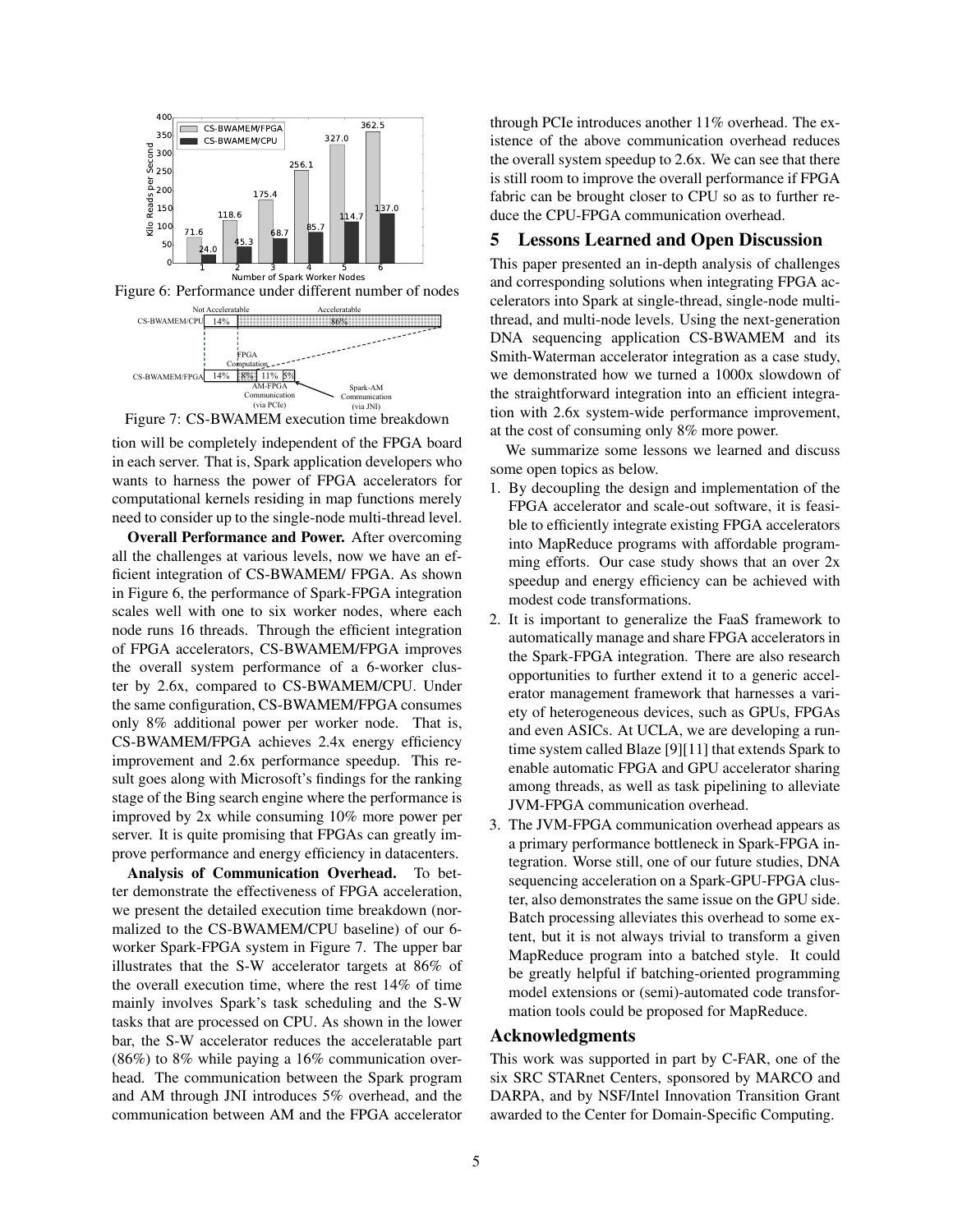Figure 6: Performance under different number of nodes

Figure 7: CS-BWAMEM execution time breakdown

tion will be completely independent of the FPGA board in each server. That is, Spark application developers who wants to harness the power of FPGA accelerators for computational kernels residing in map functions merely need to consider up to the single-node multi-thread level.

**Overall Performance and Power.** After overcoming all the challenges at various levels, now we have an efficient integration of CS-BWAMEM/ FPGA. As shown in Figure 6, the performance of Spark-FPGA integration scales well with one to six worker nodes, where each node runs 16 threads. Through the efficient integration of FPGA accelerators, CS-BWAMEM/FPGA improves the overall system performance of a 6-worker cluster by 2.6x, compared to CS-BWAMEM/CPU. Under the same configuration, CS-BWAMEM/FPGA consumes only 8% additional power per worker node. That is, CS-BWAMEM/FPGA achieves 2.4x energy efficiency improvement and 2.6x performance speedup. This result goes along with Microsoft's findings for the ranking stage of the Bing search engine where the performance is improved by 2x while consuming 10% more power per server. It is quite promising that FPGAs can greatly improve performance and energy efficiency in datacenters.

**Analysis of Communication Overhead.** To better demonstrate the effectiveness of FPGA acceleration, we present the detailed execution time breakdown (normalized to the CS-BWAMEM/CPU baseline) of our 6-worker Spark-FPGA system in Figure 7. The upper bar illustrates that the S-W accelerator targets at 86% of the overall execution time, where the rest 14% of time mainly involves Spark's task scheduling and the S-W tasks that are processed on CPU. As shown in the lower bar, the S-W accelerator reduces the acceleratable part (86%) to 8% while paying a 16% communication overhead. The communication between the Spark program and AM through JNI introduces 5% overhead, and the communication between AM and the FPGA accelerator through PCIe introduces another 11% overhead. The existence of the above communication overhead reduces the overall system speedup to 2.6x. We can see that there is still room to improve the overall performance if FPGA fabric can be brought closer to CPU so as to further reduce the CPU-FPGA communication overhead.

## 5 Lessons Learned and Open Discussion

This paper presented an in-depth analysis of challenges and corresponding solutions when integrating FPGA accelerators into Spark at single-thread, single-node multi-thread, and multi-node levels. Using the next-generation DNA sequencing application CS-BWAMEM and its Smith-Waterman accelerator integration as a case study, we demonstrated how we turned a 1000x slowdown of the straightforward integration into an efficient integration with 2.6x system-wide performance improvement, at the cost of consuming only 8% more power.

We summarize some lessons we learned and discuss some open topics as below.

1. By decoupling the design and implementation of the FPGA accelerator and scale-out software, it is feasible to efficiently integrate existing FPGA accelerators into MapReduce programs with affordable programming efforts. Our case study shows that an over 2x speedup and energy efficiency can be achieved with modest code transformations.
2. It is important to generalize the FaaS framework to automatically manage and share FPGA accelerators in the Spark-FPGA integration. There are also research opportunities to further extend it to a generic accelerator management framework that harnesses a variety of heterogeneous devices, such as GPUs, FPGAs and even ASICs. At UCLA, we are developing a runtime system called Blaze [9][11] that extends Spark to enable automatic FPGA and GPU accelerator sharing among threads, as well as task pipelining to alleviate JVM-FPGA communication overhead.
3. The JVM-FPGA communication overhead appears as a primary performance bottleneck in Spark-FPGA integration. Worse still, one of our future studies, DNA sequencing acceleration on a Spark-GPU-FPGA cluster, also demonstrates the same issue on the GPU side. Batch processing alleviates this overhead to some extent, but it is not always trivial to transform a given MapReduce program into a batched style. It could be greatly helpful if batching-oriented programming model extensions or (semi)-automated code transformation tools could be proposed for MapReduce.

## Acknowledgments

This work was supported in part by C-FAR, one of the six SRC STARnet Centers, sponsored by MARCO and DARPA, and by NSF/Intel Innovation Transition Grant awarded to the Center for Domain-Specific Computing.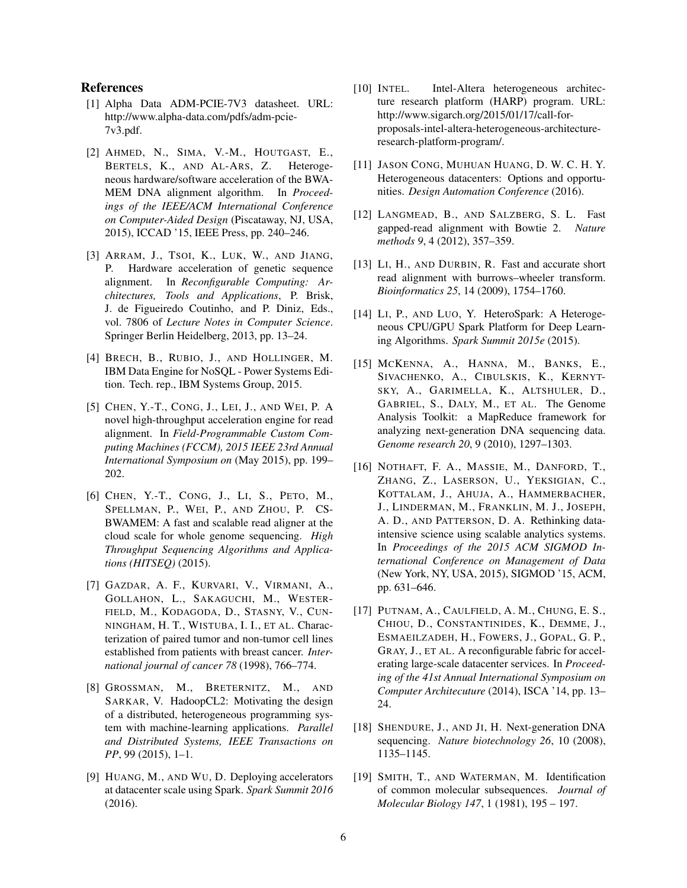## References

[1] Alpha Data ADM-PCIE-7V3 datasheet. URL: http://www.alpha-data.com/pdfs/adm-pcie-7v3.pdf.

[2] AHMED, N., SIMA, V.-M., HOUTGAST, E., BERTELS, K., AND AL-ARS, Z. Heterogeneous hardware/software acceleration of the BWA-MEM DNA alignment algorithm. In *Proceedings of the IEEE/ACM International Conference on Computer-Aided Design* (Piscataway, NJ, USA, 2015), ICCAD '15, IEEE Press, pp. 240–246.

[3] ARRAM, J., TSOI, K., LUK, W., AND JIANG, P. Hardware acceleration of genetic sequence alignment. In *Reconfigurable Computing: Architectures, Tools and Applications*, P. Brisk, J. de Figueiredo Coutinho, and P. Diniz, Eds., vol. 7806 of *Lecture Notes in Computer Science*. Springer Berlin Heidelberg, 2013, pp. 13–24.

[4] BRECH, B., RUBIO, J., AND HOLLINGER, M. IBM Data Engine for NoSQL - Power Systems Edition. Tech. rep., IBM Systems Group, 2015.

[5] CHEN, Y.-T., CONG, J., LEI, J., AND WEI, P. A novel high-throughput acceleration engine for read alignment. In *Field-Programmable Custom Computing Machines (FCCM), 2015 IEEE 23rd Annual International Symposium on* (May 2015), pp. 199–202.

[6] CHEN, Y.-T., CONG, J., LI, S., PETO, M., SPELLMAN, P., WEI, P., AND ZHOU, P. CS-BWAMEM: A fast and scalable read aligner at the cloud scale for whole genome sequencing. *High Throughput Sequencing Algorithms and Applications (HITSEQ)* (2015).

[7] GAZDAR, A. F., KURVARI, V., VIRMANI, A., GOLLAHON, L., SAKAGUCHI, M., WESTERFIELD, M., KODAGODA, D., STASNY, V., CUNNINGHAM, H. T., WISTUBA, I. I., ET AL. Characterization of paired tumor and non-tumor cell lines established from patients with breast cancer. *International journal of cancer 78* (1998), 766–774.

[8] GROSSMAN, M., BRETERNITZ, M., AND SARKAR, V. HadoopCL2: Motivating the design of a distributed, heterogeneous programming system with machine-learning applications. *Parallel and Distributed Systems, IEEE Transactions on PP*, 99 (2015), 1–1.

[9] HUANG, M., AND WU, D. Deploying accelerators at datacenter scale using Spark. *Spark Summit 2016* (2016).

[10] INTEL. Intel-Altera heterogeneous architecture research platform (HARP) program. URL: http://www.sigarch.org/2015/01/17/call-for-proposals-intel-altera-heterogeneous-architecture-research-platform-program/.

[11] JASON CONG, MUHUAN HUANG, D. W. C. H. Y. Heterogeneous datacenters: Options and opportunities. *Design Automation Conference* (2016).

[12] LANGMEAD, B., AND SALZBERG, S. L. Fast gapped-read alignment with Bowtie 2. *Nature methods 9*, 4 (2012), 357–359.

[13] LI, H., AND DURBIN, R. Fast and accurate short read alignment with burrows–wheeler transform. *Bioinformatics 25*, 14 (2009), 1754–1760.

[14] LI, P., AND LUO, Y. HeteroSpark: A Heterogeneous CPU/GPU Spark Platform for Deep Learning Algorithms. *Spark Summit 2015e* (2015).

[15] MCKENNA, A., HANNA, M., BANKS, E., SIVACHENKO, A., CIBULSKIS, K., KERNYTSKY, A., GARIMELLA, K., ALTSHULER, D., GABRIEL, S., DALY, M., ET AL. The Genome Analysis Toolkit: a MapReduce framework for analyzing next-generation DNA sequencing data. *Genome research 20*, 9 (2010), 1297–1303.

[16] NOTHAFT, F. A., MASSIE, M., DANFORD, T., ZHANG, Z., LASERSON, U., YEKSIGIAN, C., KOTTALAM, J., AHUJA, A., HAMMERBACHER, J., LINDERMAN, M., FRANKLIN, M. J., JOSEPH, A. D., AND PATTERSON, D. A. Rethinking data-intensive science using scalable analytics systems. In *Proceedings of the 2015 ACM SIGMOD International Conference on Management of Data* (New York, NY, USA, 2015), SIGMOD '15, ACM, pp. 631–646.

[17] PUTNAM, A., CAULFIELD, A. M., CHUNG, E. S., CHIOU, D., CONSTANTINIDES, K., DEMME, J., ESMAEILZADEH, H., FOWERS, J., GOPAL, G. P., GRAY, J., ET AL. A reconfigurable fabric for accelerating large-scale datacenter services. In *Proceeding of the 41st Annual International Symposium on Computer Architecuture* (2014), ISCA '14, pp. 13–24.

[18] SHENDURE, J., AND JI, H. Next-generation DNA sequencing. *Nature biotechnology 26*, 10 (2008), 1135–1145.

[19] SMITH, T., AND WATERMAN, M. Identification of common molecular subsequences. *Journal of Molecular Biology 147*, 1 (1981), 195 – 197.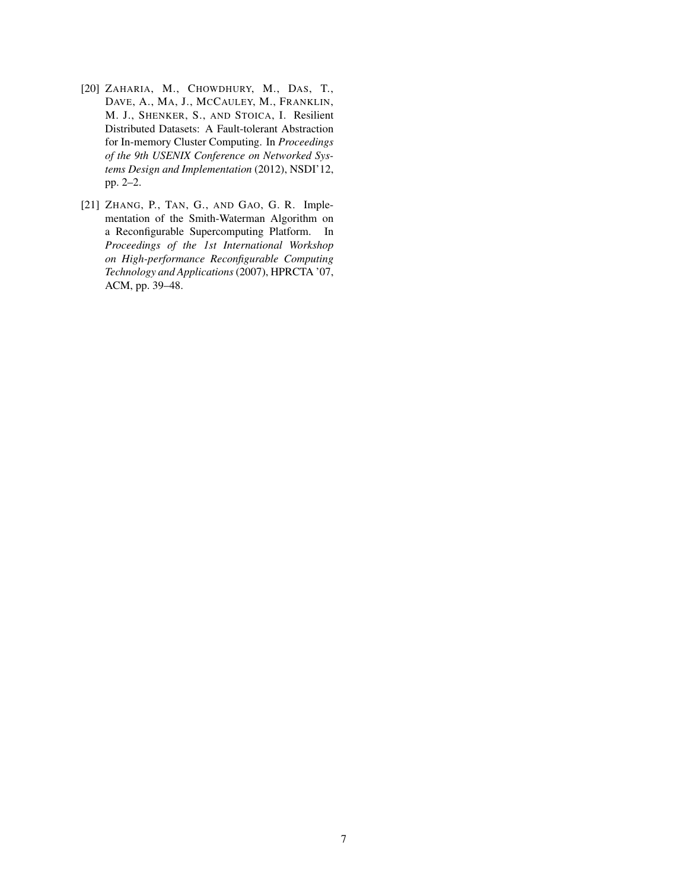[20] Zaharia, M., Chowdhury, M., Das, T., Dave, A., Ma, J., McCauley, M., Franklin, M. J., Shenker, S., and Stoica, I. Resilient Distributed Datasets: A Fault-tolerant Abstraction for In-memory Cluster Computing. In *Proceedings of the 9th USENIX Conference on Networked Systems Design and Implementation* (2012), NSDI'12, pp. 2–2.

[21] Zhang, P., Tan, G., and Gao, G. R. Implementation of the Smith-Waterman Algorithm on a Reconfigurable Supercomputing Platform. In *Proceedings of the 1st International Workshop on High-performance Reconfigurable Computing Technology and Applications* (2007), HPRCTA '07, ACM, pp. 39–48.